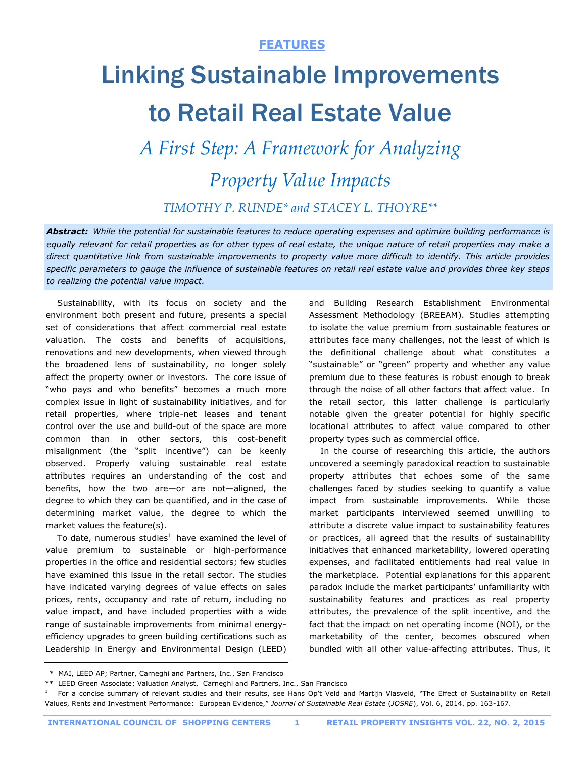**FEATURES**

# Linking Sustainable Improvements to Retail Real Estate Value

## *A First Step: A Framework for Analyzing Property Value Impacts*

*TIMOTHY P. RUNDE\* and STACEY L. THOYRE\*\**

***Abstract:*** *While the potential for sustainable features to reduce operating expenses and optimize building performance is equally relevant for retail properties as for other types of real estate, the unique nature of retail properties may make a direct quantitative link from sustainable improvements to property value more difficult to identify. This article provides specific parameters to gauge the influence of sustainable features on retail real estate value and provides three key steps to realizing the potential value impact.*

Sustainability, with its focus on society and the environment both present and future, presents a special set of considerations that affect commercial real estate valuation. The costs and benefits of acquisitions, renovations and new developments, when viewed through the broadened lens of sustainability, no longer solely affect the property owner or investors. The core issue of "who pays and who benefits" becomes a much more complex issue in light of sustainability initiatives, and for retail properties, where triple-net leases and tenant control over the use and build-out of the space are more common than in other sectors, this cost-benefit misalignment (the "split incentive") can be keenly observed. Properly valuing sustainable real estate attributes requires an understanding of the cost and benefits, how the two are—or are not—aligned, the degree to which they can be quantified, and in the case of determining market value, the degree to which the market values the feature(s).

To date, numerous studies[1] have examined the level of value premium to sustainable or high-performance properties in the office and residential sectors; few studies have examined this issue in the retail sector. The studies have indicated varying degrees of value effects on sales prices, rents, occupancy and rate of return, including no value impact, and have included properties with a wide range of sustainable improvements from minimal energy-efficiency upgrades to green building certifications such as Leadership in Energy and Environmental Design (LEED) and Building Research Establishment Environmental Assessment Methodology (BREEAM). Studies attempting to isolate the value premium from sustainable features or attributes face many challenges, not the least of which is the definitional challenge about what constitutes a "sustainable" or "green" property and whether any value premium due to these features is robust enough to break through the noise of all other factors that affect value. In the retail sector, this latter challenge is particularly notable given the greater potential for highly specific locational attributes to affect value compared to other property types such as commercial office.

In the course of researching this article, the authors uncovered a seemingly paradoxical reaction to sustainable property attributes that echoes some of the same challenges faced by studies seeking to quantify a value impact from sustainable improvements. While those market participants interviewed seemed unwilling to attribute a discrete value impact to sustainability features or practices, all agreed that the results of sustainability initiatives that enhanced marketability, lowered operating expenses, and facilitated entitlements had real value in the marketplace. Potential explanations for this apparent paradox include the market participants' unfamiliarity with sustainability features and practices as real property attributes, the prevalence of the split incentive, and the fact that the impact on net operating income (NOI), or the marketability of the center, becomes obscured when bundled with all other value-affecting attributes. Thus, it

---

\* MAI, LEED AP; Partner, Carneghi and Partners, Inc., San Francisco

\*\* LEED Green Associate; Valuation Analyst, Carneghi and Partners, Inc., San Francisco

[1] For a concise summary of relevant studies and their results, see Hans Op't Veld and Martijn Vlasveld, "The Effect of Sustainability on Retail Values, Rents and Investment Performance: European Evidence," *Journal of Sustainable Real Estate* (*JOSRE*), Vol. 6, 2014, pp. 163-167.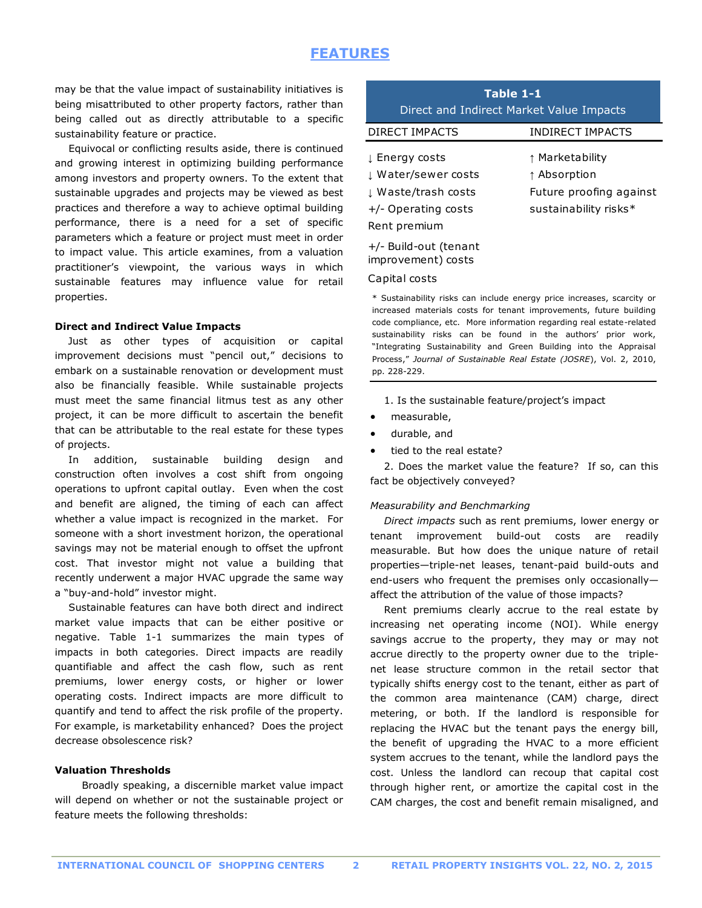may be that the value impact of sustainability initiatives is being misattributed to other property factors, rather than being called out as directly attributable to a specific sustainability feature or practice.

Equivocal or conflicting results aside, there is continued and growing interest in optimizing building performance among investors and property owners. To the extent that sustainable upgrades and projects may be viewed as best practices and therefore a way to achieve optimal building performance, there is a need for a set of specific parameters which a feature or project must meet in order to impact value. This article examines, from a valuation practitioner's viewpoint, the various ways in which sustainable features may influence value for retail properties.

**Direct and Indirect Value Impacts**

Just as other types of acquisition or capital improvement decisions must "pencil out," decisions to embark on a sustainable renovation or development must also be financially feasible. While sustainable projects must meet the same financial litmus test as any other project, it can be more difficult to ascertain the benefit that can be attributable to the real estate for these types of projects.

In addition, sustainable building design and construction often involves a cost shift from ongoing operations to upfront capital outlay. Even when the cost and benefit are aligned, the timing of each can affect whether a value impact is recognized in the market. For someone with a short investment horizon, the operational savings may not be material enough to offset the upfront cost. That investor might not value a building that recently underwent a major HVAC upgrade the same way a "buy-and-hold" investor might.

Sustainable features can have both direct and indirect market value impacts that can be either positive or negative. Table 1-1 summarizes the main types of impacts in both categories. Direct impacts are readily quantifiable and affect the cash flow, such as rent premiums, lower energy costs, or higher or lower operating costs. Indirect impacts are more difficult to quantify and tend to affect the risk profile of the property. For example, is marketability enhanced? Does the project decrease obsolescence risk?

**Table 1-1**
Direct and Indirect Market Value Impacts

| DIRECT IMPACTS | INDIRECT IMPACTS |
|---|---|
| ↓ Energy costs | ↑ Marketability |
| ↓ Water/sewer costs | ↑ Absorption |
| ↓ Waste/trash costs | Future proofing against sustainability risks* |
| +/- Operating costs | |
| Rent premium | |
| +/- Build-out (tenant improvement) costs | |
| Capital costs | |

\* Sustainability risks can include energy price increases, scarcity or increased materials costs for tenant improvements, future building code compliance, etc. More information regarding real estate-related sustainability risks can be found in the authors' prior work, "Integrating Sustainability and Green Building into the Appraisal Process," *Journal of Sustainable Real Estate (JOSRE)*, Vol. 2, 2010, pp. 228-229.

**Valuation Thresholds**

Broadly speaking, a discernible market value impact will depend on whether or not the sustainable project or feature meets the following thresholds:

1. Is the sustainable feature/project's impact
   - measurable,
   - durable, and
   - tied to the real estate?
2. Does the market value the feature? If so, can this fact be objectively conveyed?

*Measurability and Benchmarking*

*Direct impacts* such as rent premiums, lower energy or tenant improvement build-out costs are readily measurable. But how does the unique nature of retail properties—triple-net leases, tenant-paid build-outs and end-users who frequent the premises only occasionally—affect the attribution of the value of those impacts?

Rent premiums clearly accrue to the real estate by increasing net operating income (NOI). While energy savings accrue to the property, they may or may not accrue directly to the property owner due to the triple-net lease structure common in the retail sector that typically shifts energy cost to the tenant, either as part of the common area maintenance (CAM) charge, direct metering, or both. If the landlord is responsible for replacing the HVAC but the tenant pays the energy bill, the benefit of upgrading the HVAC to a more efficient system accrues to the tenant, while the landlord pays the cost. Unless the landlord can recoup that capital cost through higher rent, or amortize the capital cost in the CAM charges, the cost and benefit remain misaligned, and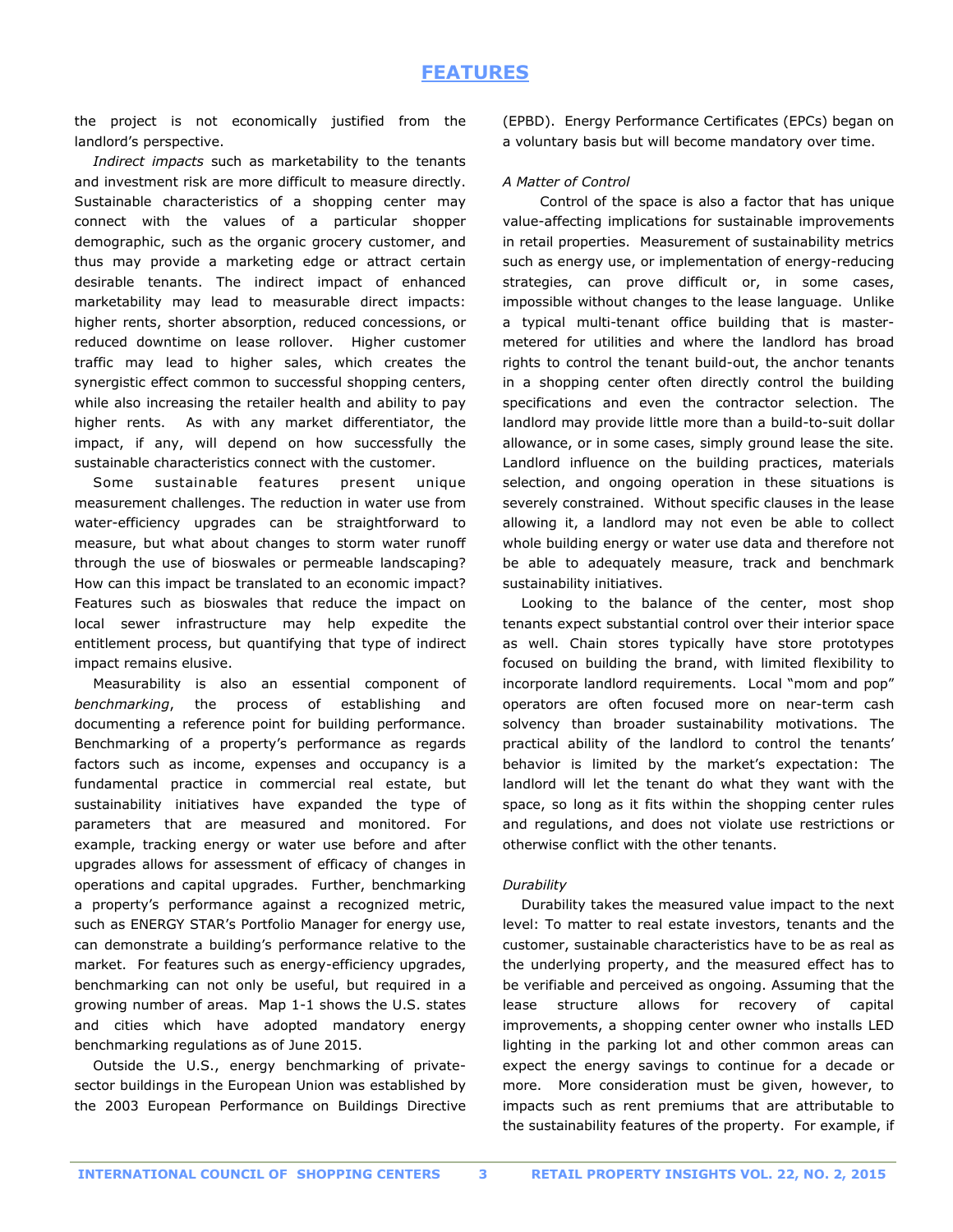the project is not economically justified from the landlord's perspective.

*Indirect impacts* such as marketability to the tenants and investment risk are more difficult to measure directly. Sustainable characteristics of a shopping center may connect with the values of a particular shopper demographic, such as the organic grocery customer, and thus may provide a marketing edge or attract certain desirable tenants. The indirect impact of enhanced marketability may lead to measurable direct impacts: higher rents, shorter absorption, reduced concessions, or reduced downtime on lease rollover. Higher customer traffic may lead to higher sales, which creates the synergistic effect common to successful shopping centers, while also increasing the retailer health and ability to pay higher rents. As with any market differentiator, the impact, if any, will depend on how successfully the sustainable characteristics connect with the customer.

Some sustainable features present unique measurement challenges. The reduction in water use from water-efficiency upgrades can be straightforward to measure, but what about changes to storm water runoff through the use of bioswales or permeable landscaping? How can this impact be translated to an economic impact? Features such as bioswales that reduce the impact on local sewer infrastructure may help expedite the entitlement process, but quantifying that type of indirect impact remains elusive.

Measurability is also an essential component of *benchmarking*, the process of establishing and documenting a reference point for building performance. Benchmarking of a property's performance as regards factors such as income, expenses and occupancy is a fundamental practice in commercial real estate, but sustainability initiatives have expanded the type of parameters that are measured and monitored. For example, tracking energy or water use before and after upgrades allows for assessment of efficacy of changes in operations and capital upgrades. Further, benchmarking a property's performance against a recognized metric, such as ENERGY STAR's Portfolio Manager for energy use, can demonstrate a building's performance relative to the market. For features such as energy-efficiency upgrades, benchmarking can not only be useful, but required in a growing number of areas. Map 1-1 shows the U.S. states and cities which have adopted mandatory energy benchmarking regulations as of June 2015.

Outside the U.S., energy benchmarking of private-sector buildings in the European Union was established by the 2003 European Performance on Buildings Directive (EPBD). Energy Performance Certificates (EPCs) began on a voluntary basis but will become mandatory over time.

*A Matter of Control*

Control of the space is also a factor that has unique value-affecting implications for sustainable improvements in retail properties. Measurement of sustainability metrics such as energy use, or implementation of energy-reducing strategies, can prove difficult or, in some cases, impossible without changes to the lease language. Unlike a typical multi-tenant office building that is master-metered for utilities and where the landlord has broad rights to control the tenant build-out, the anchor tenants in a shopping center often directly control the building specifications and even the contractor selection. The landlord may provide little more than a build-to-suit dollar allowance, or in some cases, simply ground lease the site. Landlord influence on the building practices, materials selection, and ongoing operation in these situations is severely constrained. Without specific clauses in the lease allowing it, a landlord may not even be able to collect whole building energy or water use data and therefore not be able to adequately measure, track and benchmark sustainability initiatives.

Looking to the balance of the center, most shop tenants expect substantial control over their interior space as well. Chain stores typically have store prototypes focused on building the brand, with limited flexibility to incorporate landlord requirements. Local "mom and pop" operators are often focused more on near-term cash solvency than broader sustainability motivations. The practical ability of the landlord to control the tenants' behavior is limited by the market's expectation: The landlord will let the tenant do what they want with the space, so long as it fits within the shopping center rules and regulations, and does not violate use restrictions or otherwise conflict with the other tenants.

*Durability*

Durability takes the measured value impact to the next level: To matter to real estate investors, tenants and the customer, sustainable characteristics have to be as real as the underlying property, and the measured effect has to be verifiable and perceived as ongoing. Assuming that the lease structure allows for recovery of capital improvements, a shopping center owner who installs LED lighting in the parking lot and other common areas can expect the energy savings to continue for a decade or more. More consideration must be given, however, to impacts such as rent premiums that are attributable to the sustainability features of the property. For example, if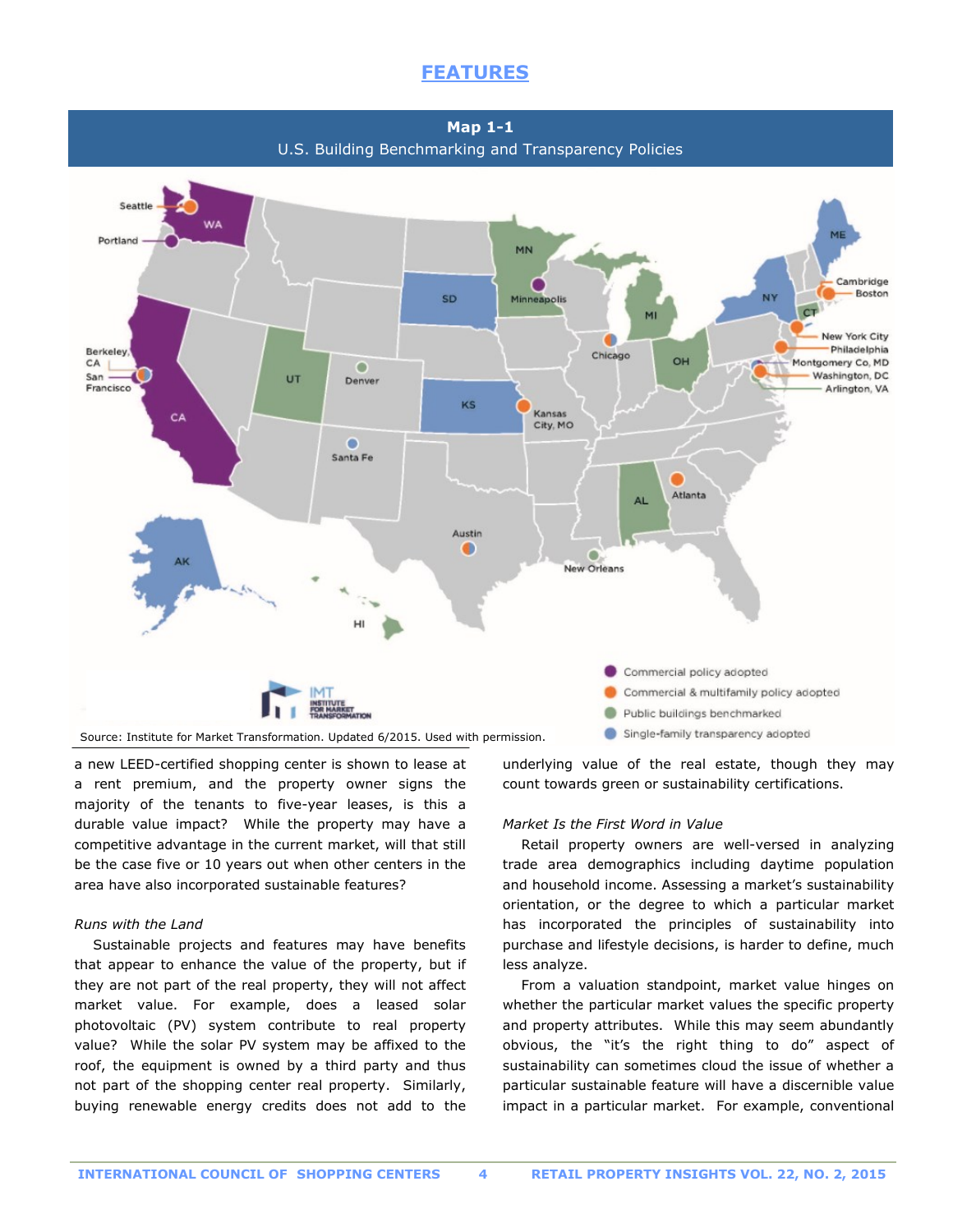## FEATURES

**Map 1-1**
U.S. Building Benchmarking and Transparency Policies

Source: Institute for Market Transformation. Updated 6/2015. Used with permission.

a new LEED-certified shopping center is shown to lease at a rent premium, and the property owner signs the majority of the tenants to five-year leases, is this a durable value impact? While the property may have a competitive advantage in the current market, will that still be the case five or 10 years out when other centers in the area have also incorporated sustainable features?

*Runs with the Land*

Sustainable projects and features may have benefits that appear to enhance the value of the property, but if they are not part of the real property, they will not affect market value. For example, does a leased solar photovoltaic (PV) system contribute to real property value? While the solar PV system may be affixed to the roof, the equipment is owned by a third party and thus not part of the shopping center real property. Similarly, buying renewable energy credits does not add to the underlying value of the real estate, though they may count towards green or sustainability certifications.

*Market Is the First Word in Value*

Retail property owners are well-versed in analyzing trade area demographics including daytime population and household income. Assessing a market's sustainability orientation, or the degree to which a particular market has incorporated the principles of sustainability into purchase and lifestyle decisions, is harder to define, much less analyze.

From a valuation standpoint, market value hinges on whether the particular market values the specific property and property attributes. While this may seem abundantly obvious, the "it's the right thing to do" aspect of sustainability can sometimes cloud the issue of whether a particular sustainable feature will have a discernible value impact in a particular market. For example, conventional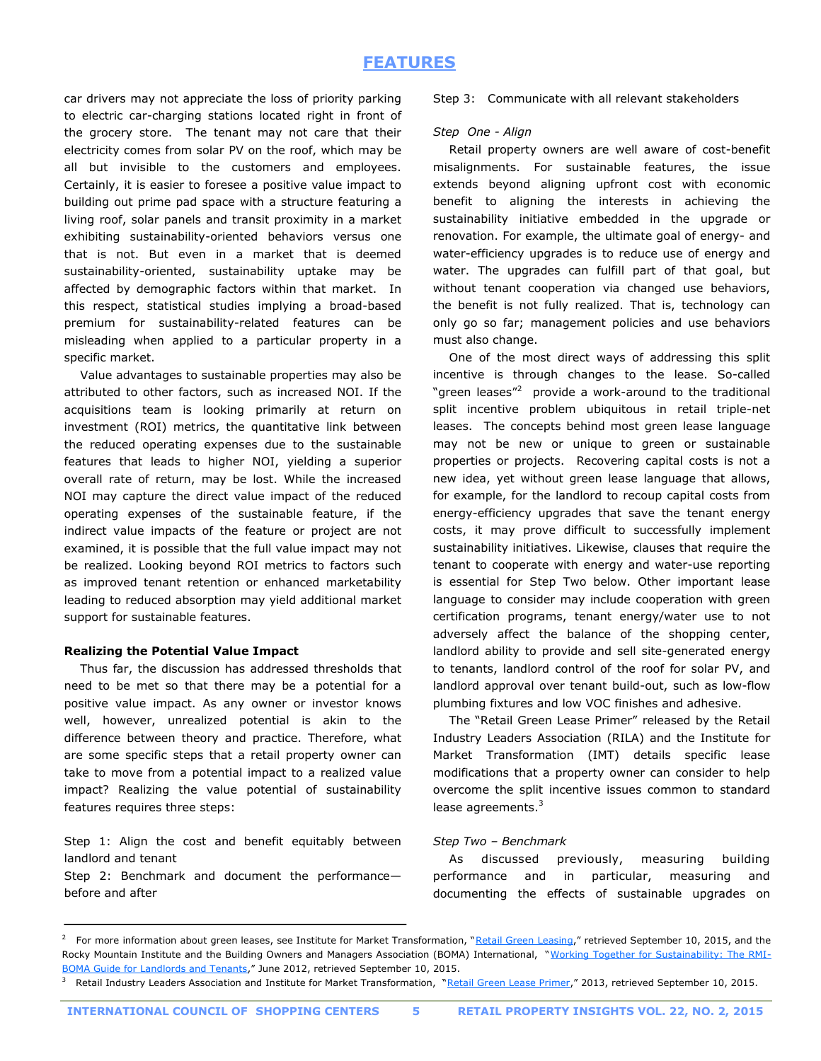car drivers may not appreciate the loss of priority parking to electric car-charging stations located right in front of the grocery store. The tenant may not care that their electricity comes from solar PV on the roof, which may be all but invisible to the customers and employees. Certainly, it is easier to foresee a positive value impact to building out prime pad space with a structure featuring a living roof, solar panels and transit proximity in a market exhibiting sustainability-oriented behaviors versus one that is not. But even in a market that is deemed sustainability-oriented, sustainability uptake may be affected by demographic factors within that market. In this respect, statistical studies implying a broad-based premium for sustainability-related features can be misleading when applied to a particular property in a specific market.

Value advantages to sustainable properties may also be attributed to other factors, such as increased NOI. If the acquisitions team is looking primarily at return on investment (ROI) metrics, the quantitative link between the reduced operating expenses due to the sustainable features that leads to higher NOI, yielding a superior overall rate of return, may be lost. While the increased NOI may capture the direct value impact of the reduced operating expenses of the sustainable feature, if the indirect value impacts of the feature or project are not examined, it is possible that the full value impact may not be realized. Looking beyond ROI metrics to factors such as improved tenant retention or enhanced marketability leading to reduced absorption may yield additional market support for sustainable features.

**Realizing the Potential Value Impact**

Thus far, the discussion has addressed thresholds that need to be met so that there may be a potential for a positive value impact. As any owner or investor knows well, however, unrealized potential is akin to the difference between theory and practice. Therefore, what are some specific steps that a retail property owner can take to move from a potential impact to a realized value impact? Realizing the value potential of sustainability features requires three steps:

Step 1: Align the cost and benefit equitably between landlord and tenant

Step 2: Benchmark and document the performance—before and after

Step 3: Communicate with all relevant stakeholders

*Step One - Align*

Retail property owners are well aware of cost-benefit misalignments. For sustainable features, the issue extends beyond aligning upfront cost with economic benefit to aligning the interests in achieving the sustainability initiative embedded in the upgrade or renovation. For example, the ultimate goal of energy- and water-efficiency upgrades is to reduce use of energy and water. The upgrades can fulfill part of that goal, but without tenant cooperation via changed use behaviors, the benefit is not fully realized. That is, technology can only go so far; management policies and use behaviors must also change.

One of the most direct ways of addressing this split incentive is through changes to the lease. So-called "green leases"[2] provide a work-around to the traditional split incentive problem ubiquitous in retail triple-net leases. The concepts behind most green lease language may not be new or unique to green or sustainable properties or projects. Recovering capital costs is not a new idea, yet without green lease language that allows, for example, for the landlord to recoup capital costs from energy-efficiency upgrades that save the tenant energy costs, it may prove difficult to successfully implement sustainability initiatives. Likewise, clauses that require the tenant to cooperate with energy and water-use reporting is essential for Step Two below. Other important lease language to consider may include cooperation with green certification programs, tenant energy/water use to not adversely affect the balance of the shopping center, landlord ability to provide and sell site-generated energy to tenants, landlord control of the roof for solar PV, and landlord approval over tenant build-out, such as low-flow plumbing fixtures and low VOC finishes and adhesive.

The "Retail Green Lease Primer" released by the Retail Industry Leaders Association (RILA) and the Institute for Market Transformation (IMT) details specific lease modifications that a property owner can consider to help overcome the split incentive issues common to standard lease agreements.[3]

*Step Two – Benchmark*

As discussed previously, measuring building performance and in particular, measuring and documenting the effects of sustainable upgrades on

---

[2] For more information about green leases, see Institute for Market Transformation, "Retail Green Leasing," retrieved September 10, 2015, and the Rocky Mountain Institute and the Building Owners and Managers Association (BOMA) International, "Working Together for Sustainability: The RMI-BOMA Guide for Landlords and Tenants," June 2012, retrieved September 10, 2015.

[3] Retail Industry Leaders Association and Institute for Market Transformation, "Retail Green Lease Primer," 2013, retrieved September 10, 2015.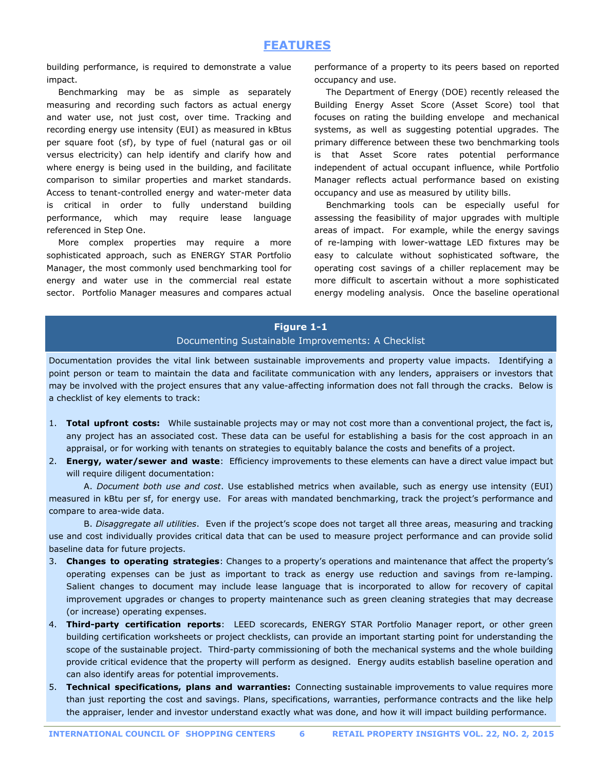building performance, is required to demonstrate a value impact.

Benchmarking may be as simple as separately measuring and recording such factors as actual energy and water use, not just cost, over time. Tracking and recording energy use intensity (EUI) as measured in kBtus per square foot (sf), by type of fuel (natural gas or oil versus electricity) can help identify and clarify how and where energy is being used in the building, and facilitate comparison to similar properties and market standards. Access to tenant-controlled energy and water-meter data is critical in order to fully understand building performance, which may require lease language referenced in Step One.

More complex properties may require a more sophisticated approach, such as ENERGY STAR Portfolio Manager, the most commonly used benchmarking tool for energy and water use in the commercial real estate sector. Portfolio Manager measures and compares actual performance of a property to its peers based on reported occupancy and use.

The Department of Energy (DOE) recently released the Building Energy Asset Score (Asset Score) tool that focuses on rating the building envelope and mechanical systems, as well as suggesting potential upgrades. The primary difference between these two benchmarking tools is that Asset Score rates potential performance independent of actual occupant influence, while Portfolio Manager reflects actual performance based on existing occupancy and use as measured by utility bills.

Benchmarking tools can be especially useful for assessing the feasibility of major upgrades with multiple areas of impact. For example, while the energy savings of re-lamping with lower-wattage LED fixtures may be easy to calculate without sophisticated software, the operating cost savings of a chiller replacement may be more difficult to ascertain without a more sophisticated energy modeling analysis. Once the baseline operational

**Figure 1-1**

Documenting Sustainable Improvements: A Checklist

Documentation provides the vital link between sustainable improvements and property value impacts. Identifying a point person or team to maintain the data and facilitate communication with any lenders, appraisers or investors that may be involved with the project ensures that any value-affecting information does not fall through the cracks. Below is a checklist of key elements to track:

1. **Total upfront costs:** While sustainable projects may or may not cost more than a conventional project, the fact is, any project has an associated cost. These data can be useful for establishing a basis for the cost approach in an appraisal, or for working with tenants on strategies to equitably balance the costs and benefits of a project.
2. **Energy, water/sewer and waste**: Efficiency improvements to these elements can have a direct value impact but will require diligent documentation:

   A. *Document both use and cost*. Use established metrics when available, such as energy use intensity (EUI) measured in kBtu per sf, for energy use. For areas with mandated benchmarking, track the project's performance and compare to area-wide data.

   B. *Disaggregate all utilities*. Even if the project's scope does not target all three areas, measuring and tracking use and cost individually provides critical data that can be used to measure project performance and can provide solid baseline data for future projects.
3. **Changes to operating strategies**: Changes to a property's operations and maintenance that affect the property's operating expenses can be just as important to track as energy use reduction and savings from re-lamping. Salient changes to document may include lease language that is incorporated to allow for recovery of capital improvement upgrades or changes to property maintenance such as green cleaning strategies that may decrease (or increase) operating expenses.
4. **Third-party certification reports**: LEED scorecards, ENERGY STAR Portfolio Manager report, or other green building certification worksheets or project checklists, can provide an important starting point for understanding the scope of the sustainable project. Third-party commissioning of both the mechanical systems and the whole building provide critical evidence that the property will perform as designed. Energy audits establish baseline operation and can also identify areas for potential improvements.
5. **Technical specifications, plans and warranties:** Connecting sustainable improvements to value requires more than just reporting the cost and savings. Plans, specifications, warranties, performance contracts and the like help the appraiser, lender and investor understand exactly what was done, and how it will impact building performance.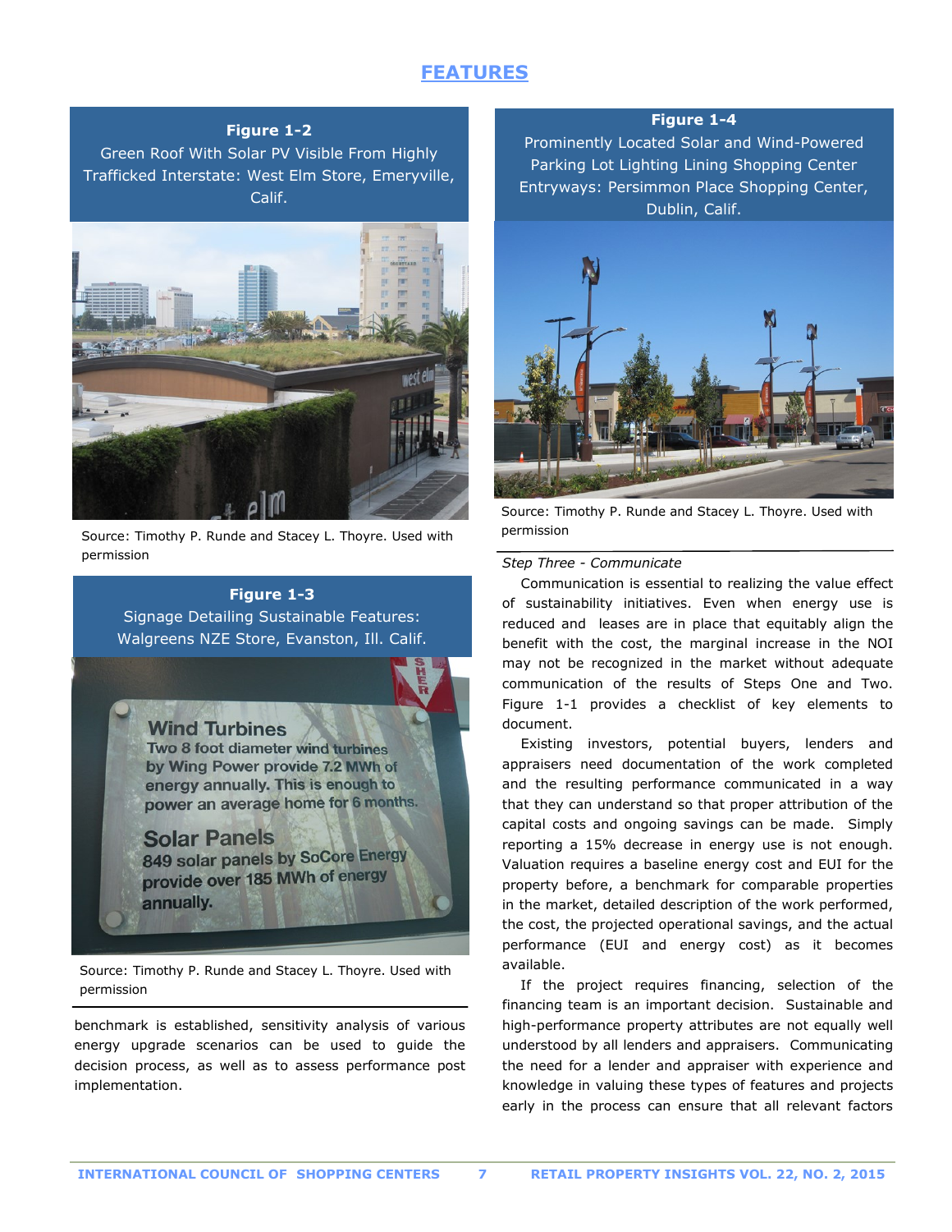**Figure 1-2**
Green Roof With Solar PV Visible From Highly Trafficked Interstate: West Elm Store, Emeryville, Calif.

Source: Timothy P. Runde and Stacey L. Thoyre. Used with permission

**Figure 1-3**
Signage Detailing Sustainable Features: Walgreens NZE Store, Evanston, Ill. Calif.

Source: Timothy P. Runde and Stacey L. Thoyre. Used with permission

benchmark is established, sensitivity analysis of various energy upgrade scenarios can be used to guide the decision process, as well as to assess performance post implementation.

**Figure 1-4**
Prominently Located Solar and Wind-Powered Parking Lot Lighting Lining Shopping Center Entryways: Persimmon Place Shopping Center, Dublin, Calif.

Source: Timothy P. Runde and Stacey L. Thoyre. Used with permission

*Step Three - Communicate*

Communication is essential to realizing the value effect of sustainability initiatives. Even when energy use is reduced and leases are in place that equitably align the benefit with the cost, the marginal increase in the NOI may not be recognized in the market without adequate communication of the results of Steps One and Two. Figure 1-1 provides a checklist of key elements to document.

Existing investors, potential buyers, lenders and appraisers need documentation of the work completed and the resulting performance communicated in a way that they can understand so that proper attribution of the capital costs and ongoing savings can be made. Simply reporting a 15% decrease in energy use is not enough. Valuation requires a baseline energy cost and EUI for the property before, a benchmark for comparable properties in the market, detailed description of the work performed, the cost, the projected operational savings, and the actual performance (EUI and energy cost) as it becomes available.

If the project requires financing, selection of the financing team is an important decision. Sustainable and high-performance property attributes are not equally well understood by all lenders and appraisers. Communicating the need for a lender and appraiser with experience and knowledge in valuing these types of features and projects early in the process can ensure that all relevant factors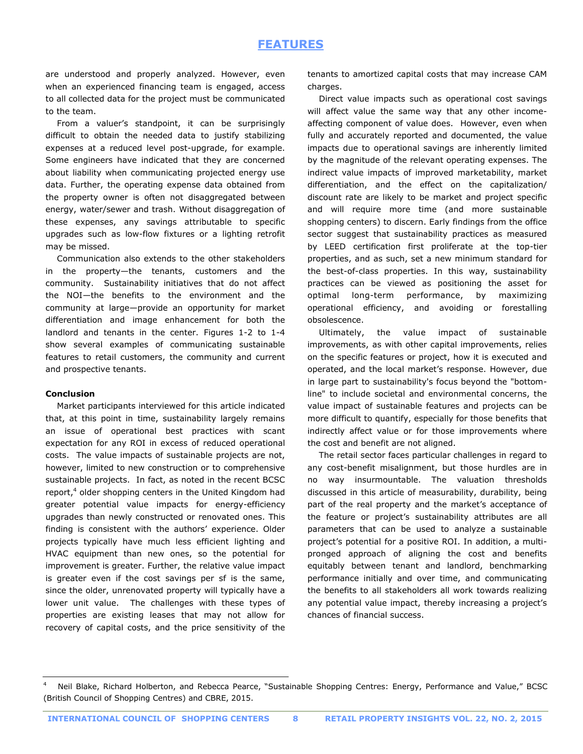are understood and properly analyzed. However, even when an experienced financing team is engaged, access to all collected data for the project must be communicated to the team.

From a valuer's standpoint, it can be surprisingly difficult to obtain the needed data to justify stabilizing expenses at a reduced level post-upgrade, for example. Some engineers have indicated that they are concerned about liability when communicating projected energy use data. Further, the operating expense data obtained from the property owner is often not disaggregated between energy, water/sewer and trash. Without disaggregation of these expenses, any savings attributable to specific upgrades such as low-flow fixtures or a lighting retrofit may be missed.

Communication also extends to the other stakeholders in the property—the tenants, customers and the community. Sustainability initiatives that do not affect the NOI—the benefits to the environment and the community at large—provide an opportunity for market differentiation and image enhancement for both the landlord and tenants in the center. Figures 1-2 to 1-4 show several examples of communicating sustainable features to retail customers, the community and current and prospective tenants.

**Conclusion**

Market participants interviewed for this article indicated that, at this point in time, sustainability largely remains an issue of operational best practices with scant expectation for any ROI in excess of reduced operational costs. The value impacts of sustainable projects are not, however, limited to new construction or to comprehensive sustainable projects. In fact, as noted in the recent BCSC report,[4] older shopping centers in the United Kingdom had greater potential value impacts for energy-efficiency upgrades than newly constructed or renovated ones. This finding is consistent with the authors' experience. Older projects typically have much less efficient lighting and HVAC equipment than new ones, so the potential for improvement is greater. Further, the relative value impact is greater even if the cost savings per sf is the same, since the older, unrenovated property will typically have a lower unit value. The challenges with these types of properties are existing leases that may not allow for recovery of capital costs, and the price sensitivity of the tenants to amortized capital costs that may increase CAM charges.

Direct value impacts such as operational cost savings will affect value the same way that any other income-affecting component of value does. However, even when fully and accurately reported and documented, the value impacts due to operational savings are inherently limited by the magnitude of the relevant operating expenses. The indirect value impacts of improved marketability, market differentiation, and the effect on the capitalization/discount rate are likely to be market and project specific and will require more time (and more sustainable shopping centers) to discern. Early findings from the office sector suggest that sustainability practices as measured by LEED certification first proliferate at the top-tier properties, and as such, set a new minimum standard for the best-of-class properties. In this way, sustainability practices can be viewed as positioning the asset for optimal long-term performance, by maximizing operational efficiency, and avoiding or forestalling obsolescence.

Ultimately, the value impact of sustainable improvements, as with other capital improvements, relies on the specific features or project, how it is executed and operated, and the local market's response. However, due in large part to sustainability's focus beyond the "bottom-line" to include societal and environmental concerns, the value impact of sustainable features and projects can be more difficult to quantify, especially for those benefits that indirectly affect value or for those improvements where the cost and benefit are not aligned.

The retail sector faces particular challenges in regard to any cost-benefit misalignment, but those hurdles are in no way insurmountable. The valuation thresholds discussed in this article of measurability, durability, being part of the real property and the market's acceptance of the feature or project's sustainability attributes are all parameters that can be used to analyze a sustainable project's potential for a positive ROI. In addition, a multi-pronged approach of aligning the cost and benefits equitably between tenant and landlord, benchmarking performance initially and over time, and communicating the benefits to all stakeholders all work towards realizing any potential value impact, thereby increasing a project's chances of financial success.

---

[4] Neil Blake, Richard Holberton, and Rebecca Pearce, "Sustainable Shopping Centres: Energy, Performance and Value," BCSC (British Council of Shopping Centres) and CBRE, 2015.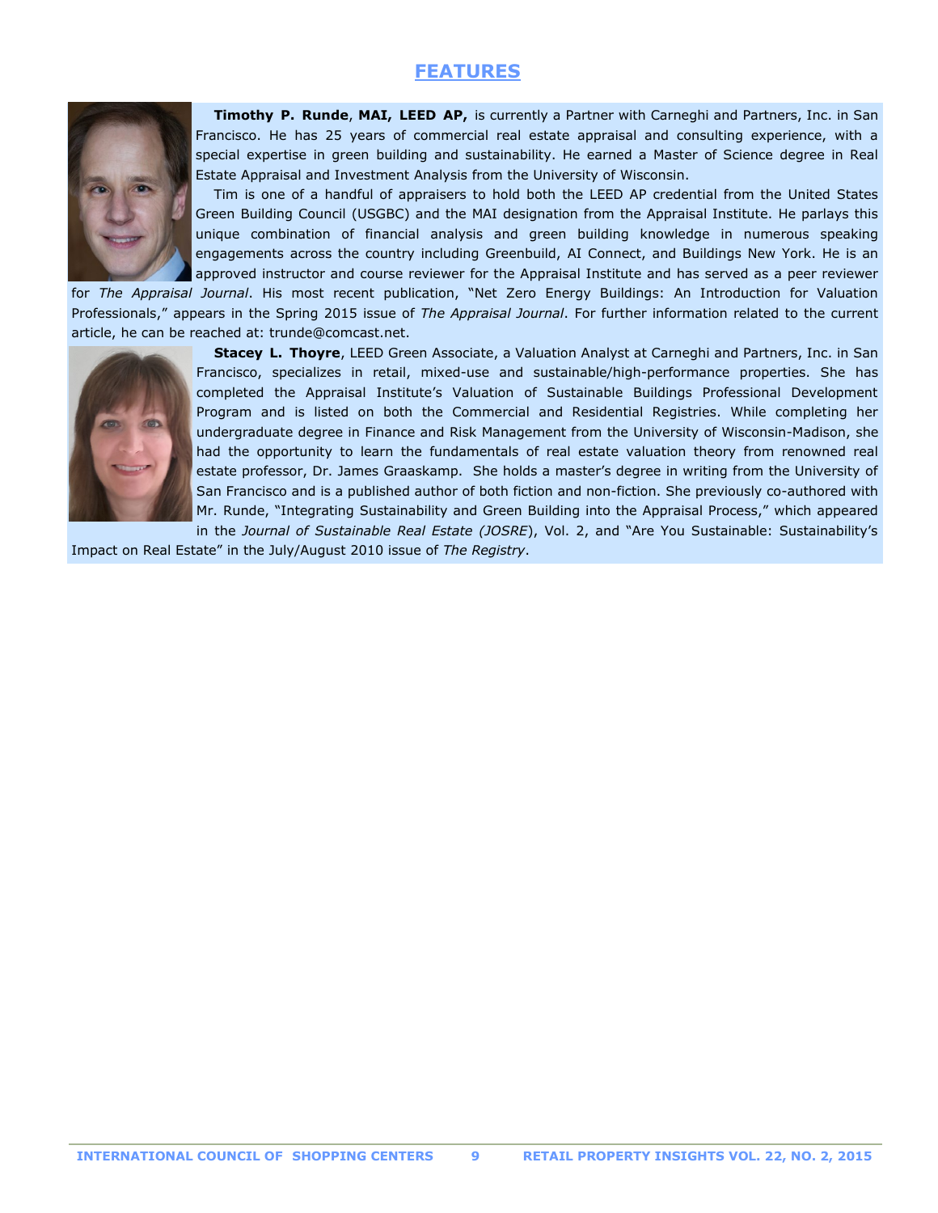## FEATURES

**Timothy P. Runde**, **MAI, LEED AP,** is currently a Partner with Carneghi and Partners, Inc. in San Francisco. He has 25 years of commercial real estate appraisal and consulting experience, with a special expertise in green building and sustainability. He earned a Master of Science degree in Real Estate Appraisal and Investment Analysis from the University of Wisconsin.

Tim is one of a handful of appraisers to hold both the LEED AP credential from the United States Green Building Council (USGBC) and the MAI designation from the Appraisal Institute. He parlays this unique combination of financial analysis and green building knowledge in numerous speaking engagements across the country including Greenbuild, AI Connect, and Buildings New York. He is an approved instructor and course reviewer for the Appraisal Institute and has served as a peer reviewer for *The Appraisal Journal*. His most recent publication, "Net Zero Energy Buildings: An Introduction for Valuation Professionals," appears in the Spring 2015 issue of *The Appraisal Journal*. For further information related to the current article, he can be reached at: trunde@comcast.net.

**Stacey L. Thoyre**, LEED Green Associate, a Valuation Analyst at Carneghi and Partners, Inc. in San Francisco, specializes in retail, mixed-use and sustainable/high-performance properties. She has completed the Appraisal Institute's Valuation of Sustainable Buildings Professional Development Program and is listed on both the Commercial and Residential Registries. While completing her undergraduate degree in Finance and Risk Management from the University of Wisconsin-Madison, she had the opportunity to learn the fundamentals of real estate valuation theory from renowned real estate professor, Dr. James Graaskamp. She holds a master's degree in writing from the University of San Francisco and is a published author of both fiction and non-fiction. She previously co-authored with Mr. Runde, "Integrating Sustainability and Green Building into the Appraisal Process," which appeared in the *Journal of Sustainable Real Estate (JOSRE*), Vol. 2, and "Are You Sustainable: Sustainability's Impact on Real Estate" in the July/August 2010 issue of *The Registry*.